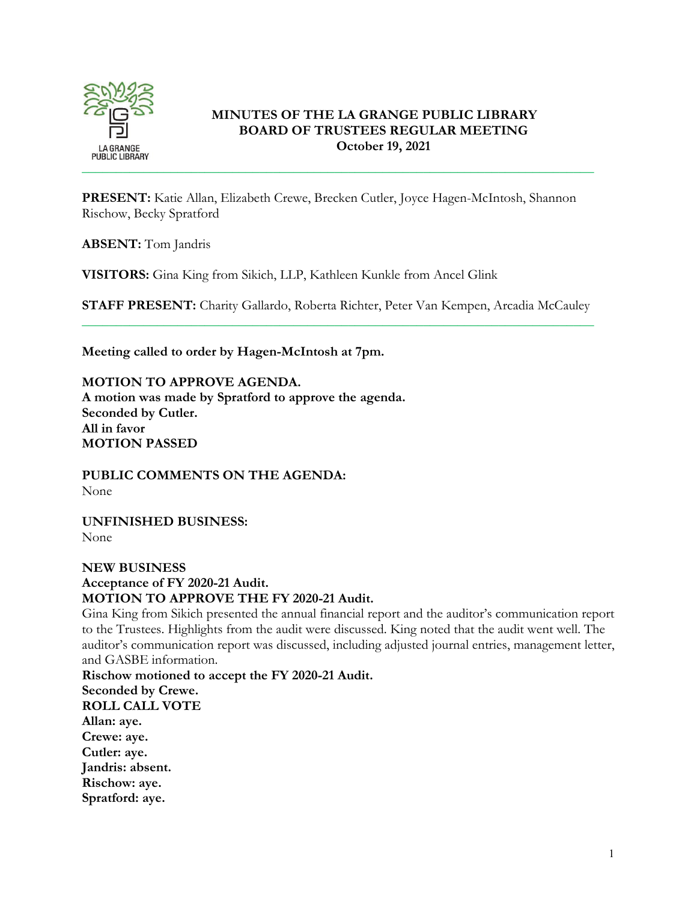# MINUTES OF THE LA GRANGE PUBLIC LIBRARY BOARD OF TRUSTEES REGULAR MEETING

**October 19, 2021**

---

**PRESENT:** Katie Allan, Elizabeth Crewe, Brecken Cutler, Joyce Hagen-McIntosh, Shannon Rischow, Becky Spratford

**ABSENT:** Tom Jandris

**VISITORS:** Gina King from Sikich, LLP, Kathleen Kunkle from Ancel Glink

**STAFF PRESENT:** Charity Gallardo, Roberta Richter, Peter Van Kempen, Arcadia McCauley

---

**Meeting called to order by Hagen-McIntosh at 7pm.**

**MOTION TO APPROVE AGENDA.**
**A motion was made by Spratford to approve the agenda.**
**Seconded by Cutler.**
**All in favor**
**MOTION PASSED**

**PUBLIC COMMENTS ON THE AGENDA:**
None

**UNFINISHED BUSINESS:**
None

**NEW BUSINESS**
**Acceptance of FY 2020-21 Audit.**
**MOTION TO APPROVE THE FY 2020-21 Audit.**
Gina King from Sikich presented the annual financial report and the auditor's communication report to the Trustees. Highlights from the audit were discussed. King noted that the audit went well. The auditor's communication report was discussed, including adjusted journal entries, management letter, and GASBE information.
**Rischow motioned to accept the FY 2020-21 Audit.**
**Seconded by Crewe.**
**ROLL CALL VOTE**
**Allan: aye.**
**Crewe: aye.**
**Cutler: aye.**
**Jandris: absent.**
**Rischow: aye.**
**Spratford: aye.**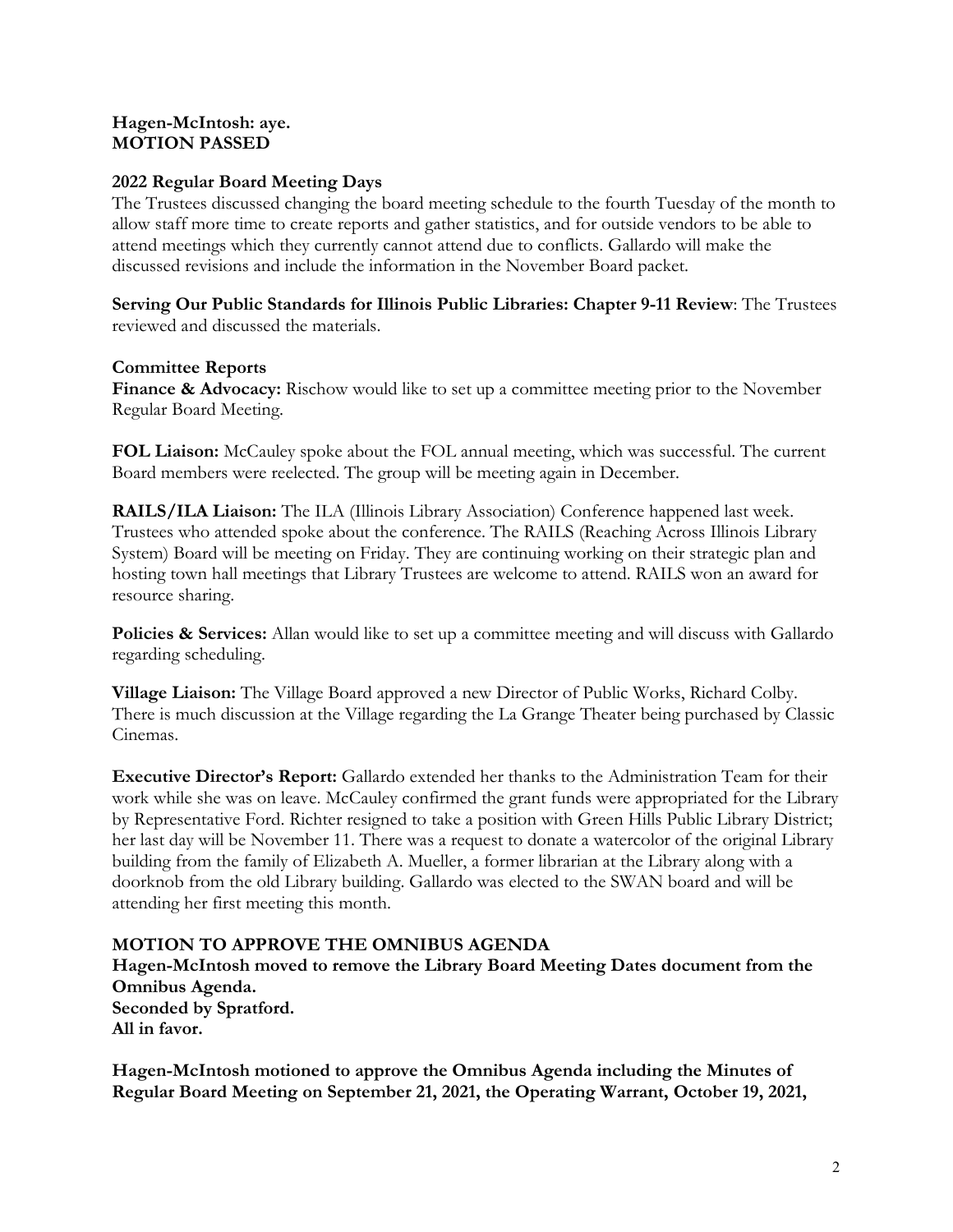**Hagen-McIntosh: aye.**
**MOTION PASSED**

**2022 Regular Board Meeting Days**
The Trustees discussed changing the board meeting schedule to the fourth Tuesday of the month to allow staff more time to create reports and gather statistics, and for outside vendors to be able to attend meetings which they currently cannot attend due to conflicts. Gallardo will make the discussed revisions and include the information in the November Board packet.

**Serving Our Public Standards for Illinois Public Libraries: Chapter 9-11 Review**: The Trustees reviewed and discussed the materials.

**Committee Reports**
**Finance & Advocacy:** Rischow would like to set up a committee meeting prior to the November Regular Board Meeting.

**FOL Liaison:** McCauley spoke about the FOL annual meeting, which was successful. The current Board members were reelected. The group will be meeting again in December.

**RAILS/ILA Liaison:** The ILA (Illinois Library Association) Conference happened last week. Trustees who attended spoke about the conference. The RAILS (Reaching Across Illinois Library System) Board will be meeting on Friday. They are continuing working on their strategic plan and hosting town hall meetings that Library Trustees are welcome to attend. RAILS won an award for resource sharing.

**Policies & Services:** Allan would like to set up a committee meeting and will discuss with Gallardo regarding scheduling.

**Village Liaison:** The Village Board approved a new Director of Public Works, Richard Colby. There is much discussion at the Village regarding the La Grange Theater being purchased by Classic Cinemas.

**Executive Director's Report:** Gallardo extended her thanks to the Administration Team for their work while she was on leave. McCauley confirmed the grant funds were appropriated for the Library by Representative Ford. Richter resigned to take a position with Green Hills Public Library District; her last day will be November 11. There was a request to donate a watercolor of the original Library building from the family of Elizabeth A. Mueller, a former librarian at the Library along with a doorknob from the old Library building. Gallardo was elected to the SWAN board and will be attending her first meeting this month.

**MOTION TO APPROVE THE OMNIBUS AGENDA**
**Hagen-McIntosh moved to remove the Library Board Meeting Dates document from the Omnibus Agenda.**
**Seconded by Spratford.**
**All in favor.**

**Hagen-McIntosh motioned to approve the Omnibus Agenda including the Minutes of Regular Board Meeting on September 21, 2021, the Operating Warrant, October 19, 2021,**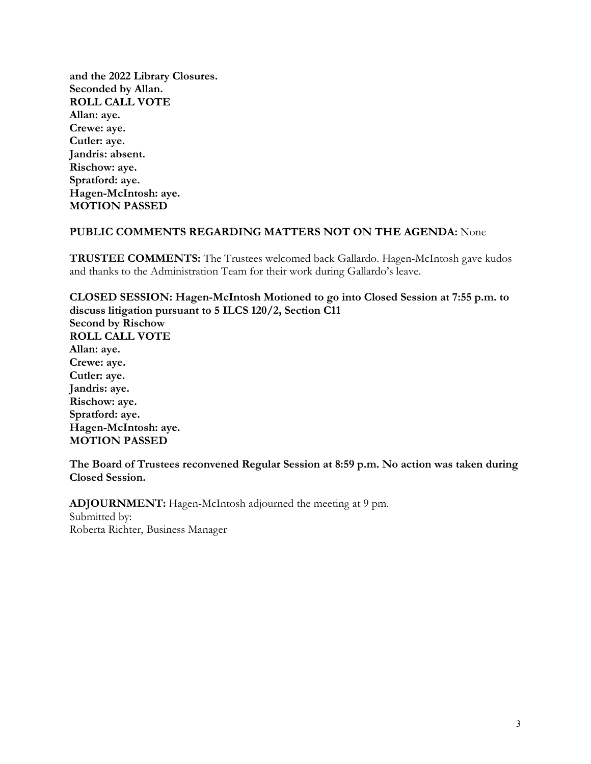**and the 2022 Library Closures.**
**Seconded by Allan.**
**ROLL CALL VOTE**
**Allan: aye.**
**Crewe: aye.**
**Cutler: aye.**
**Jandris: absent.**
**Rischow: aye.**
**Spratford: aye.**
**Hagen-McIntosh: aye.**
**MOTION PASSED**

**PUBLIC COMMENTS REGARDING MATTERS NOT ON THE AGENDA:** None

**TRUSTEE COMMENTS:** The Trustees welcomed back Gallardo. Hagen-McIntosh gave kudos and thanks to the Administration Team for their work during Gallardo's leave.

**CLOSED SESSION: Hagen-McIntosh Motioned to go into Closed Session at 7:55 p.m. to discuss litigation pursuant to 5 ILCS 120/2, Section C11**
**Second by Rischow**
**ROLL CALL VOTE**
**Allan: aye.**
**Crewe: aye.**
**Cutler: aye.**
**Jandris: aye.**
**Rischow: aye.**
**Spratford: aye.**
**Hagen-McIntosh: aye.**
**MOTION PASSED**

**The Board of Trustees reconvened Regular Session at 8:59 p.m. No action was taken during Closed Session.**

**ADJOURNMENT:** Hagen-McIntosh adjourned the meeting at 9 pm.
Submitted by:
Roberta Richter, Business Manager